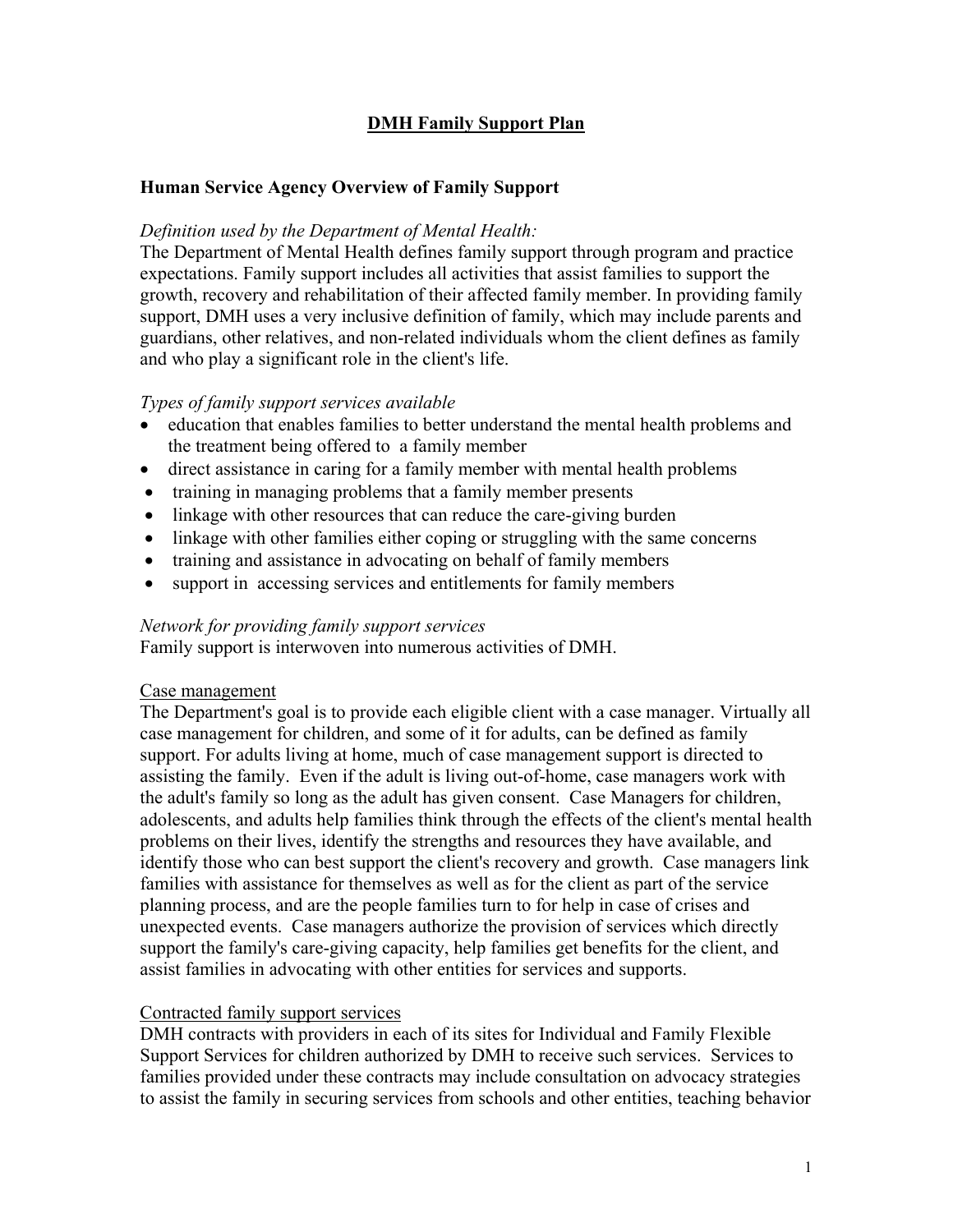# DMH Family Support Plan

## Human Service Agency Overview of Family Support

*Definition used by the Department of Mental Health:*

The Department of Mental Health defines family support through program and practice expectations. Family support includes all activities that assist families to support the growth, recovery and rehabilitation of their affected family member. In providing family support, DMH uses a very inclusive definition of family, which may include parents and guardians, other relatives, and non-related individuals whom the client defines as family and who play a significant role in the client's life.

*Types of family support services available*

- education that enables families to better understand the mental health problems and the treatment being offered to a family member
- direct assistance in caring for a family member with mental health problems
- training in managing problems that a family member presents
- linkage with other resources that can reduce the care-giving burden
- linkage with other families either coping or struggling with the same concerns
- training and assistance in advocating on behalf of family members
- support in accessing services and entitlements for family members

*Network for providing family support services*

Family support is interwoven into numerous activities of DMH.

<u>Case management</u>

The Department's goal is to provide each eligible client with a case manager. Virtually all case management for children, and some of it for adults, can be defined as family support. For adults living at home, much of case management support is directed to assisting the family. Even if the adult is living out-of-home, case managers work with the adult's family so long as the adult has given consent. Case Managers for children, adolescents, and adults help families think through the effects of the client's mental health problems on their lives, identify the strengths and resources they have available, and identify those who can best support the client's recovery and growth. Case managers link families with assistance for themselves as well as for the client as part of the service planning process, and are the people families turn to for help in case of crises and unexpected events. Case managers authorize the provision of services which directly support the family's care-giving capacity, help families get benefits for the client, and assist families in advocating with other entities for services and supports.

<u>Contracted family support services</u>

DMH contracts with providers in each of its sites for Individual and Family Flexible Support Services for children authorized by DMH to receive such services. Services to families provided under these contracts may include consultation on advocacy strategies to assist the family in securing services from schools and other entities, teaching behavior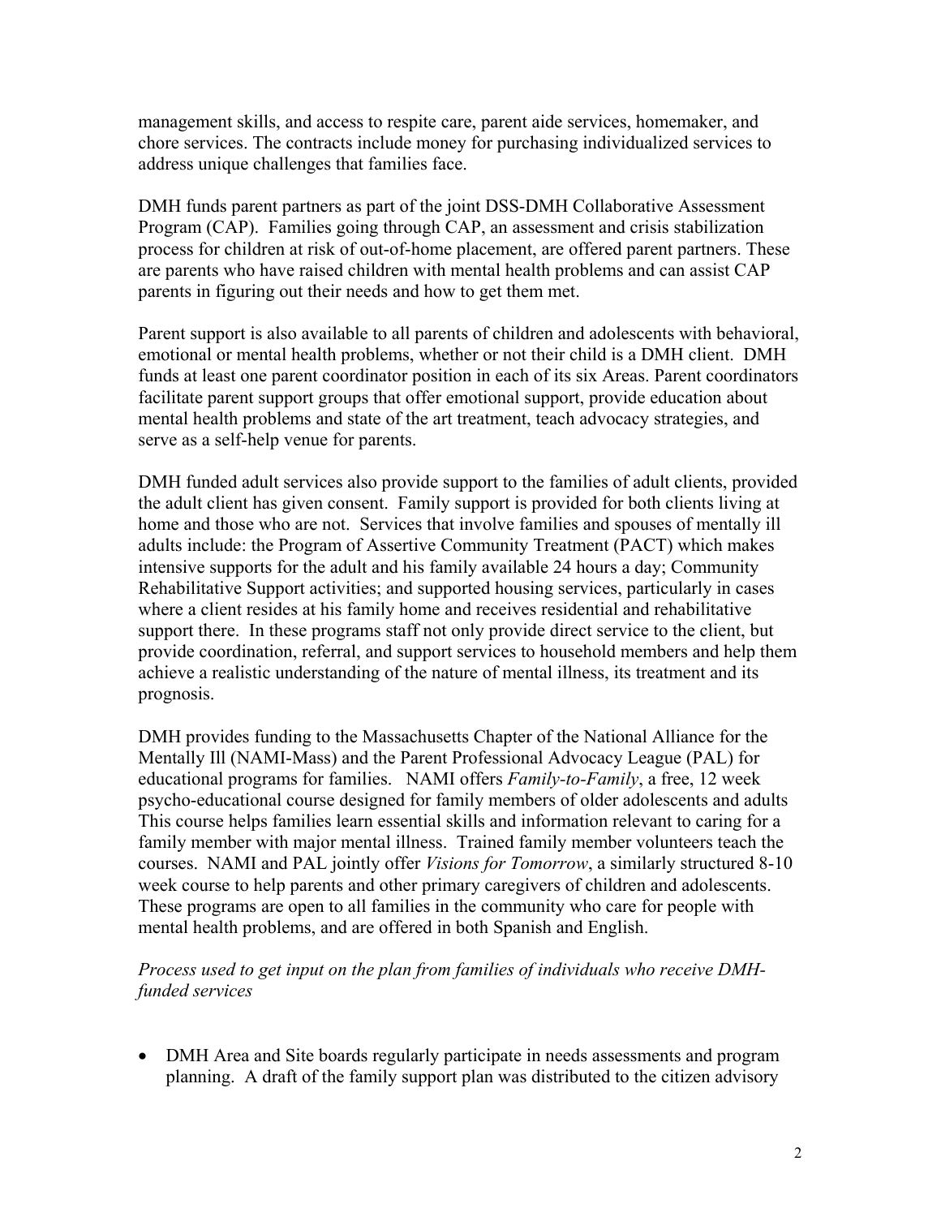management skills, and access to respite care, parent aide services, homemaker, and chore services. The contracts include money for purchasing individualized services to address unique challenges that families face.

DMH funds parent partners as part of the joint DSS-DMH Collaborative Assessment Program (CAP). Families going through CAP, an assessment and crisis stabilization process for children at risk of out-of-home placement, are offered parent partners. These are parents who have raised children with mental health problems and can assist CAP parents in figuring out their needs and how to get them met.

Parent support is also available to all parents of children and adolescents with behavioral, emotional or mental health problems, whether or not their child is a DMH client. DMH funds at least one parent coordinator position in each of its six Areas. Parent coordinators facilitate parent support groups that offer emotional support, provide education about mental health problems and state of the art treatment, teach advocacy strategies, and serve as a self-help venue for parents.

DMH funded adult services also provide support to the families of adult clients, provided the adult client has given consent. Family support is provided for both clients living at home and those who are not. Services that involve families and spouses of mentally ill adults include: the Program of Assertive Community Treatment (PACT) which makes intensive supports for the adult and his family available 24 hours a day; Community Rehabilitative Support activities; and supported housing services, particularly in cases where a client resides at his family home and receives residential and rehabilitative support there. In these programs staff not only provide direct service to the client, but provide coordination, referral, and support services to household members and help them achieve a realistic understanding of the nature of mental illness, its treatment and its prognosis.

DMH provides funding to the Massachusetts Chapter of the National Alliance for the Mentally Ill (NAMI-Mass) and the Parent Professional Advocacy League (PAL) for educational programs for families. NAMI offers *Family-to-Family*, a free, 12 week psycho-educational course designed for family members of older adolescents and adults This course helps families learn essential skills and information relevant to caring for a family member with major mental illness. Trained family member volunteers teach the courses. NAMI and PAL jointly offer *Visions for Tomorrow*, a similarly structured 8-10 week course to help parents and other primary caregivers of children and adolescents. These programs are open to all families in the community who care for people with mental health problems, and are offered in both Spanish and English.

*Process used to get input on the plan from families of individuals who receive DMH-funded services*

- DMH Area and Site boards regularly participate in needs assessments and program planning. A draft of the family support plan was distributed to the citizen advisory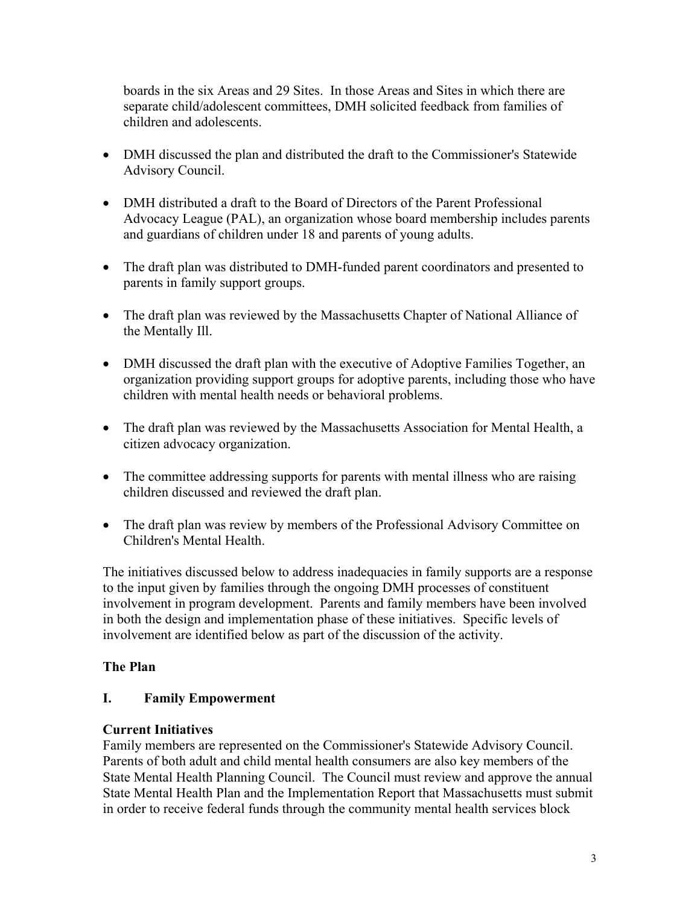boards in the six Areas and 29 Sites. In those Areas and Sites in which there are separate child/adolescent committees, DMH solicited feedback from families of children and adolescents.

- DMH discussed the plan and distributed the draft to the Commissioner's Statewide Advisory Council.
- DMH distributed a draft to the Board of Directors of the Parent Professional Advocacy League (PAL), an organization whose board membership includes parents and guardians of children under 18 and parents of young adults.
- The draft plan was distributed to DMH-funded parent coordinators and presented to parents in family support groups.
- The draft plan was reviewed by the Massachusetts Chapter of National Alliance of the Mentally Ill.
- DMH discussed the draft plan with the executive of Adoptive Families Together, an organization providing support groups for adoptive parents, including those who have children with mental health needs or behavioral problems.
- The draft plan was reviewed by the Massachusetts Association for Mental Health, a citizen advocacy organization.
- The committee addressing supports for parents with mental illness who are raising children discussed and reviewed the draft plan.
- The draft plan was review by members of the Professional Advisory Committee on Children's Mental Health.

The initiatives discussed below to address inadequacies in family supports are a response to the input given by families through the ongoing DMH processes of constituent involvement in program development. Parents and family members have been involved in both the design and implementation phase of these initiatives. Specific levels of involvement are identified below as part of the discussion of the activity.

## The Plan

## I. Family Empowerment

### Current Initiatives

Family members are represented on the Commissioner's Statewide Advisory Council. Parents of both adult and child mental health consumers are also key members of the State Mental Health Planning Council. The Council must review and approve the annual State Mental Health Plan and the Implementation Report that Massachusetts must submit in order to receive federal funds through the community mental health services block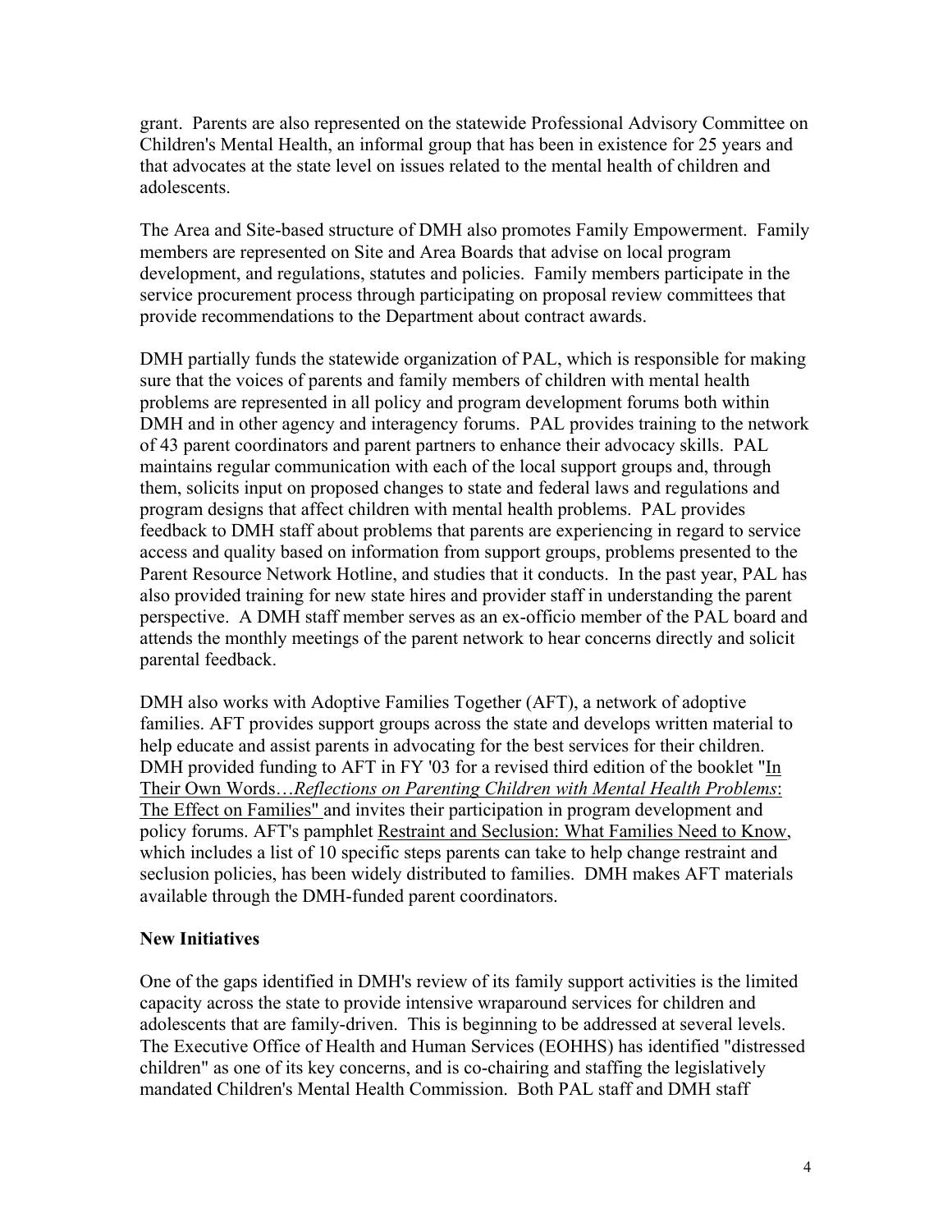grant. Parents are also represented on the statewide Professional Advisory Committee on Children's Mental Health, an informal group that has been in existence for 25 years and that advocates at the state level on issues related to the mental health of children and adolescents.

The Area and Site-based structure of DMH also promotes Family Empowerment. Family members are represented on Site and Area Boards that advise on local program development, and regulations, statutes and policies. Family members participate in the service procurement process through participating on proposal review committees that provide recommendations to the Department about contract awards.

DMH partially funds the statewide organization of PAL, which is responsible for making sure that the voices of parents and family members of children with mental health problems are represented in all policy and program development forums both within DMH and in other agency and interagency forums. PAL provides training to the network of 43 parent coordinators and parent partners to enhance their advocacy skills. PAL maintains regular communication with each of the local support groups and, through them, solicits input on proposed changes to state and federal laws and regulations and program designs that affect children with mental health problems. PAL provides feedback to DMH staff about problems that parents are experiencing in regard to service access and quality based on information from support groups, problems presented to the Parent Resource Network Hotline, and studies that it conducts. In the past year, PAL has also provided training for new state hires and provider staff in understanding the parent perspective. A DMH staff member serves as an ex-officio member of the PAL board and attends the monthly meetings of the parent network to hear concerns directly and solicit parental feedback.

DMH also works with Adoptive Families Together (AFT), a network of adoptive families. AFT provides support groups across the state and develops written material to help educate and assist parents in advocating for the best services for their children. DMH provided funding to AFT in FY '03 for a revised third edition of the booklet "In Their Own Words…*Reflections on Parenting Children with Mental Health Problems*: The Effect on Families" and invites their participation in program development and policy forums. AFT's pamphlet Restraint and Seclusion: What Families Need to Know, which includes a list of 10 specific steps parents can take to help change restraint and seclusion policies, has been widely distributed to families. DMH makes AFT materials available through the DMH-funded parent coordinators.

**New Initiatives**

One of the gaps identified in DMH's review of its family support activities is the limited capacity across the state to provide intensive wraparound services for children and adolescents that are family-driven. This is beginning to be addressed at several levels. The Executive Office of Health and Human Services (EOHHS) has identified "distressed children" as one of its key concerns, and is co-chairing and staffing the legislatively mandated Children's Mental Health Commission. Both PAL staff and DMH staff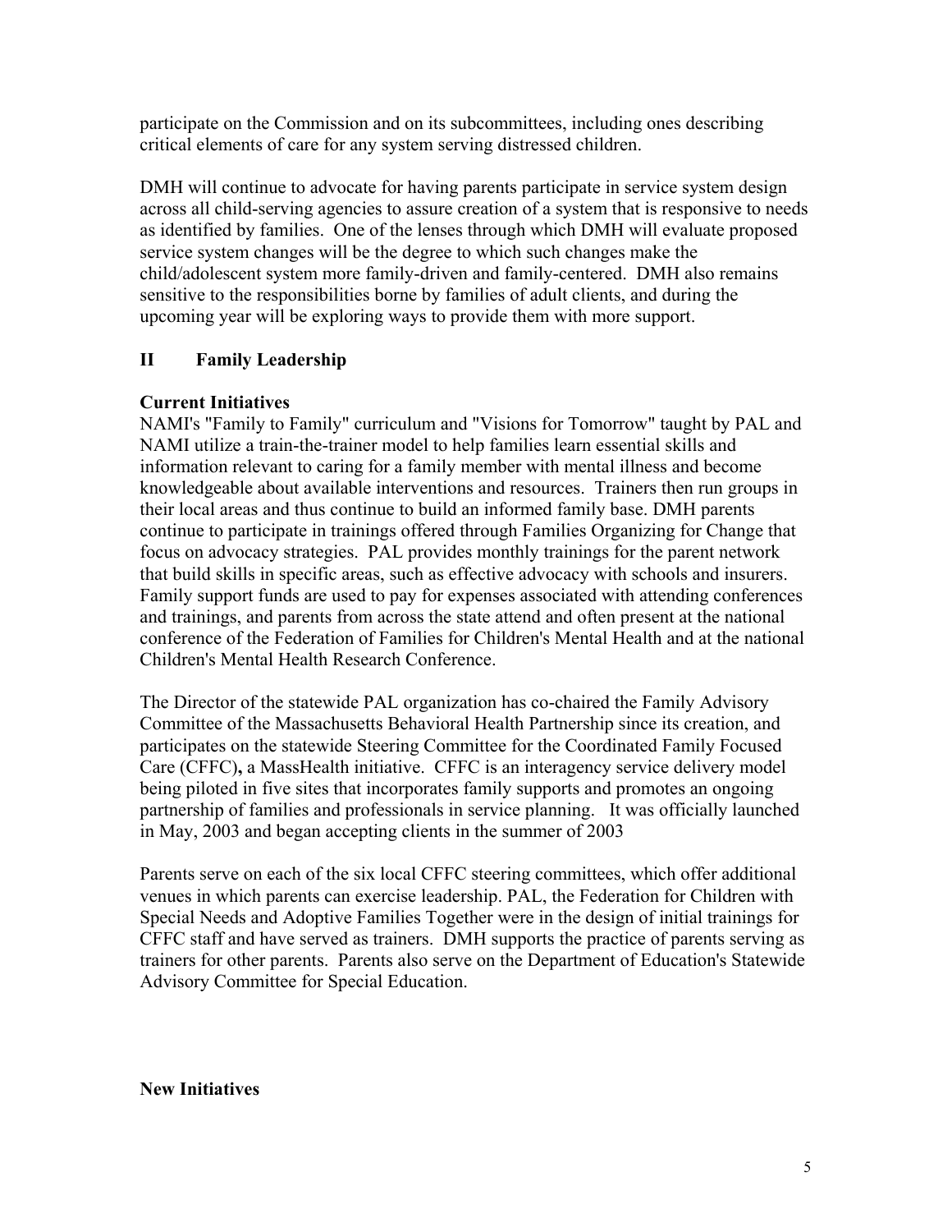participate on the Commission and on its subcommittees, including ones describing critical elements of care for any system serving distressed children.

DMH will continue to advocate for having parents participate in service system design across all child-serving agencies to assure creation of a system that is responsive to needs as identified by families. One of the lenses through which DMH will evaluate proposed service system changes will be the degree to which such changes make the child/adolescent system more family-driven and family-centered. DMH also remains sensitive to the responsibilities borne by families of adult clients, and during the upcoming year will be exploring ways to provide them with more support.

## II Family Leadership

### Current Initiatives

NAMI's "Family to Family" curriculum and "Visions for Tomorrow" taught by PAL and NAMI utilize a train-the-trainer model to help families learn essential skills and information relevant to caring for a family member with mental illness and become knowledgeable about available interventions and resources. Trainers then run groups in their local areas and thus continue to build an informed family base. DMH parents continue to participate in trainings offered through Families Organizing for Change that focus on advocacy strategies. PAL provides monthly trainings for the parent network that build skills in specific areas, such as effective advocacy with schools and insurers. Family support funds are used to pay for expenses associated with attending conferences and trainings, and parents from across the state attend and often present at the national conference of the Federation of Families for Children's Mental Health and at the national Children's Mental Health Research Conference.

The Director of the statewide PAL organization has co-chaired the Family Advisory Committee of the Massachusetts Behavioral Health Partnership since its creation, and participates on the statewide Steering Committee for the Coordinated Family Focused Care (CFFC)**,** a MassHealth initiative. CFFC is an interagency service delivery model being piloted in five sites that incorporates family supports and promotes an ongoing partnership of families and professionals in service planning. It was officially launched in May, 2003 and began accepting clients in the summer of 2003

Parents serve on each of the six local CFFC steering committees, which offer additional venues in which parents can exercise leadership. PAL, the Federation for Children with Special Needs and Adoptive Families Together were in the design of initial trainings for CFFC staff and have served as trainers. DMH supports the practice of parents serving as trainers for other parents. Parents also serve on the Department of Education's Statewide Advisory Committee for Special Education.

### New Initiatives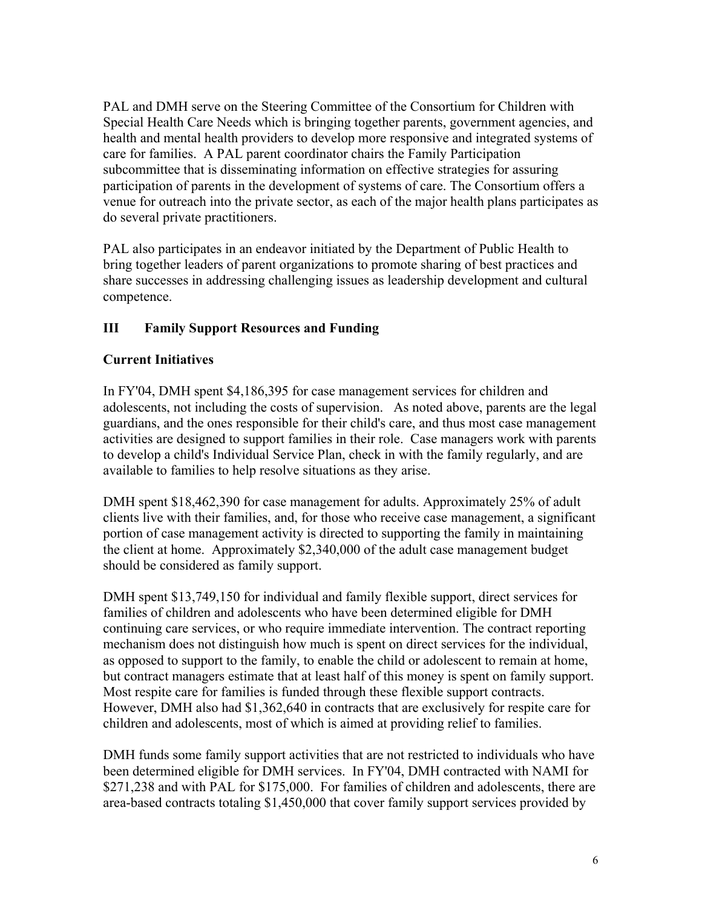PAL and DMH serve on the Steering Committee of the Consortium for Children with Special Health Care Needs which is bringing together parents, government agencies, and health and mental health providers to develop more responsive and integrated systems of care for families. A PAL parent coordinator chairs the Family Participation subcommittee that is disseminating information on effective strategies for assuring participation of parents in the development of systems of care. The Consortium offers a venue for outreach into the private sector, as each of the major health plans participates as do several private practitioners.

PAL also participates in an endeavor initiated by the Department of Public Health to bring together leaders of parent organizations to promote sharing of best practices and share successes in addressing challenging issues as leadership development and cultural competence.

## III Family Support Resources and Funding

### Current Initiatives

In FY'04, DMH spent $4,186,395 for case management services for children and adolescents, not including the costs of supervision. As noted above, parents are the legal guardians, and the ones responsible for their child's care, and thus most case management activities are designed to support families in their role. Case managers work with parents to develop a child's Individual Service Plan, check in with the family regularly, and are available to families to help resolve situations as they arise.

DMH spent $18,462,390 for case management for adults. Approximately 25% of adult clients live with their families, and, for those who receive case management, a significant portion of case management activity is directed to supporting the family in maintaining the client at home. Approximately $2,340,000 of the adult case management budget should be considered as family support.

DMH spent $13,749,150 for individual and family flexible support, direct services for families of children and adolescents who have been determined eligible for DMH continuing care services, or who require immediate intervention. The contract reporting mechanism does not distinguish how much is spent on direct services for the individual, as opposed to support to the family, to enable the child or adolescent to remain at home, but contract managers estimate that at least half of this money is spent on family support. Most respite care for families is funded through these flexible support contracts. However, DMH also had $1,362,640 in contracts that are exclusively for respite care for children and adolescents, most of which is aimed at providing relief to families.

DMH funds some family support activities that are not restricted to individuals who have been determined eligible for DMH services. In FY'04, DMH contracted with NAMI for $271,238 and with PAL for $175,000. For families of children and adolescents, there are area-based contracts totaling $1,450,000 that cover family support services provided by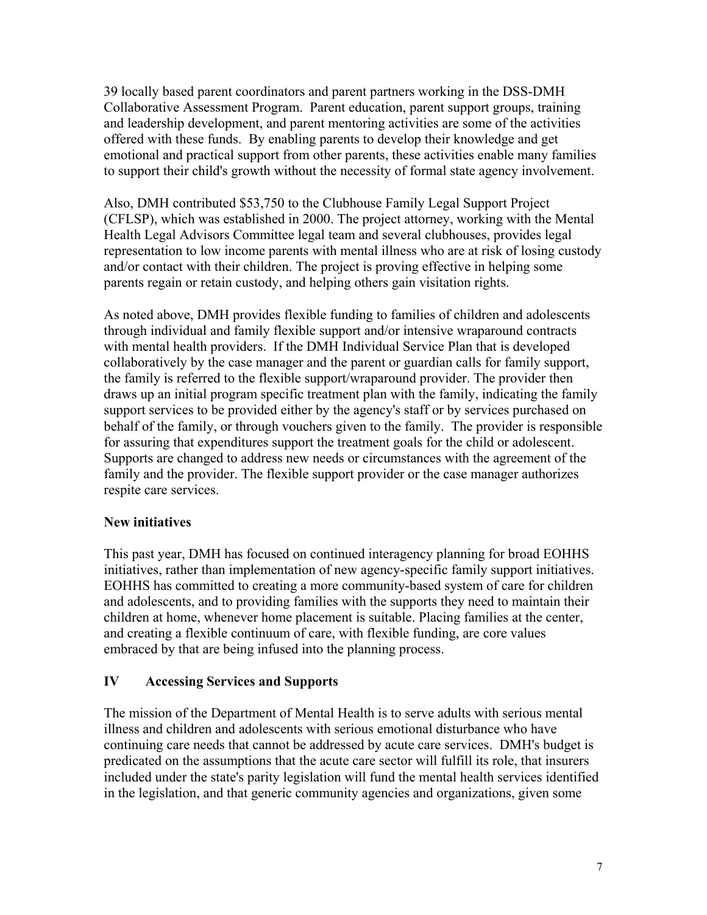39 locally based parent coordinators and parent partners working in the DSS-DMH Collaborative Assessment Program. Parent education, parent support groups, training and leadership development, and parent mentoring activities are some of the activities offered with these funds. By enabling parents to develop their knowledge and get emotional and practical support from other parents, these activities enable many families to support their child's growth without the necessity of formal state agency involvement.

Also, DMH contributed $53,750 to the Clubhouse Family Legal Support Project (CFLSP), which was established in 2000. The project attorney, working with the Mental Health Legal Advisors Committee legal team and several clubhouses, provides legal representation to low income parents with mental illness who are at risk of losing custody and/or contact with their children. The project is proving effective in helping some parents regain or retain custody, and helping others gain visitation rights.

As noted above, DMH provides flexible funding to families of children and adolescents through individual and family flexible support and/or intensive wraparound contracts with mental health providers. If the DMH Individual Service Plan that is developed collaboratively by the case manager and the parent or guardian calls for family support, the family is referred to the flexible support/wraparound provider. The provider then draws up an initial program specific treatment plan with the family, indicating the family support services to be provided either by the agency's staff or by services purchased on behalf of the family, or through vouchers given to the family. The provider is responsible for assuring that expenditures support the treatment goals for the child or adolescent. Supports are changed to address new needs or circumstances with the agreement of the family and the provider. The flexible support provider or the case manager authorizes respite care services.

### New initiatives

This past year, DMH has focused on continued interagency planning for broad EOHHS initiatives, rather than implementation of new agency-specific family support initiatives. EOHHS has committed to creating a more community-based system of care for children and adolescents, and to providing families with the supports they need to maintain their children at home, whenever home placement is suitable. Placing families at the center, and creating a flexible continuum of care, with flexible funding, are core values embraced by that are being infused into the planning process.

## IV Accessing Services and Supports

The mission of the Department of Mental Health is to serve adults with serious mental illness and children and adolescents with serious emotional disturbance who have continuing care needs that cannot be addressed by acute care services. DMH's budget is predicated on the assumptions that the acute care sector will fulfill its role, that insurers included under the state's parity legislation will fund the mental health services identified in the legislation, and that generic community agencies and organizations, given some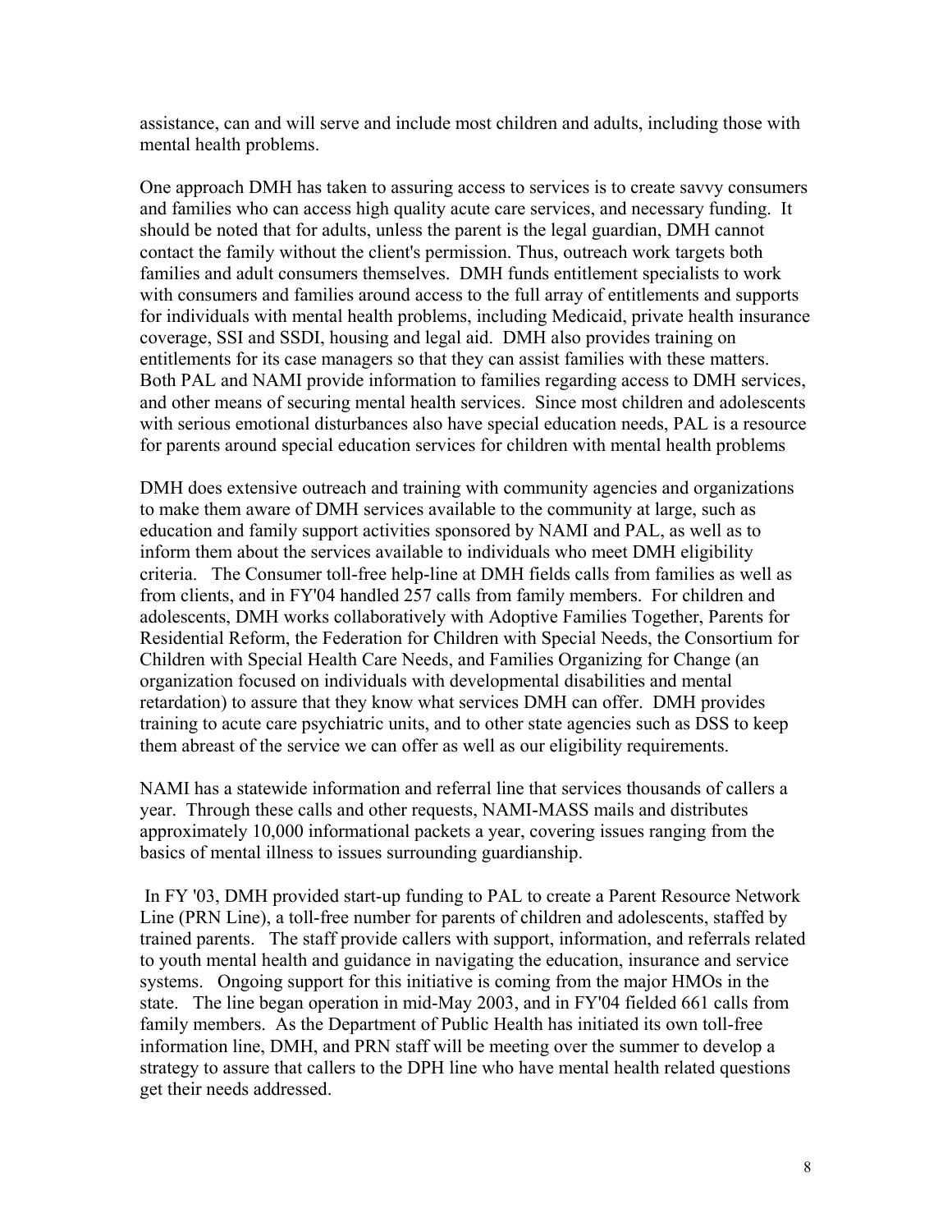assistance, can and will serve and include most children and adults, including those with mental health problems.

One approach DMH has taken to assuring access to services is to create savvy consumers and families who can access high quality acute care services, and necessary funding. It should be noted that for adults, unless the parent is the legal guardian, DMH cannot contact the family without the client's permission. Thus, outreach work targets both families and adult consumers themselves. DMH funds entitlement specialists to work with consumers and families around access to the full array of entitlements and supports for individuals with mental health problems, including Medicaid, private health insurance coverage, SSI and SSDI, housing and legal aid. DMH also provides training on entitlements for its case managers so that they can assist families with these matters. Both PAL and NAMI provide information to families regarding access to DMH services, and other means of securing mental health services. Since most children and adolescents with serious emotional disturbances also have special education needs, PAL is a resource for parents around special education services for children with mental health problems

DMH does extensive outreach and training with community agencies and organizations to make them aware of DMH services available to the community at large, such as education and family support activities sponsored by NAMI and PAL, as well as to inform them about the services available to individuals who meet DMH eligibility criteria. The Consumer toll-free help-line at DMH fields calls from families as well as from clients, and in FY'04 handled 257 calls from family members. For children and adolescents, DMH works collaboratively with Adoptive Families Together, Parents for Residential Reform, the Federation for Children with Special Needs, the Consortium for Children with Special Health Care Needs, and Families Organizing for Change (an organization focused on individuals with developmental disabilities and mental retardation) to assure that they know what services DMH can offer. DMH provides training to acute care psychiatric units, and to other state agencies such as DSS to keep them abreast of the service we can offer as well as our eligibility requirements.

NAMI has a statewide information and referral line that services thousands of callers a year. Through these calls and other requests, NAMI-MASS mails and distributes approximately 10,000 informational packets a year, covering issues ranging from the basics of mental illness to issues surrounding guardianship.

In FY '03, DMH provided start-up funding to PAL to create a Parent Resource Network Line (PRN Line), a toll-free number for parents of children and adolescents, staffed by trained parents. The staff provide callers with support, information, and referrals related to youth mental health and guidance in navigating the education, insurance and service systems. Ongoing support for this initiative is coming from the major HMOs in the state. The line began operation in mid-May 2003, and in FY'04 fielded 661 calls from family members. As the Department of Public Health has initiated its own toll-free information line, DMH, and PRN staff will be meeting over the summer to develop a strategy to assure that callers to the DPH line who have mental health related questions get their needs addressed.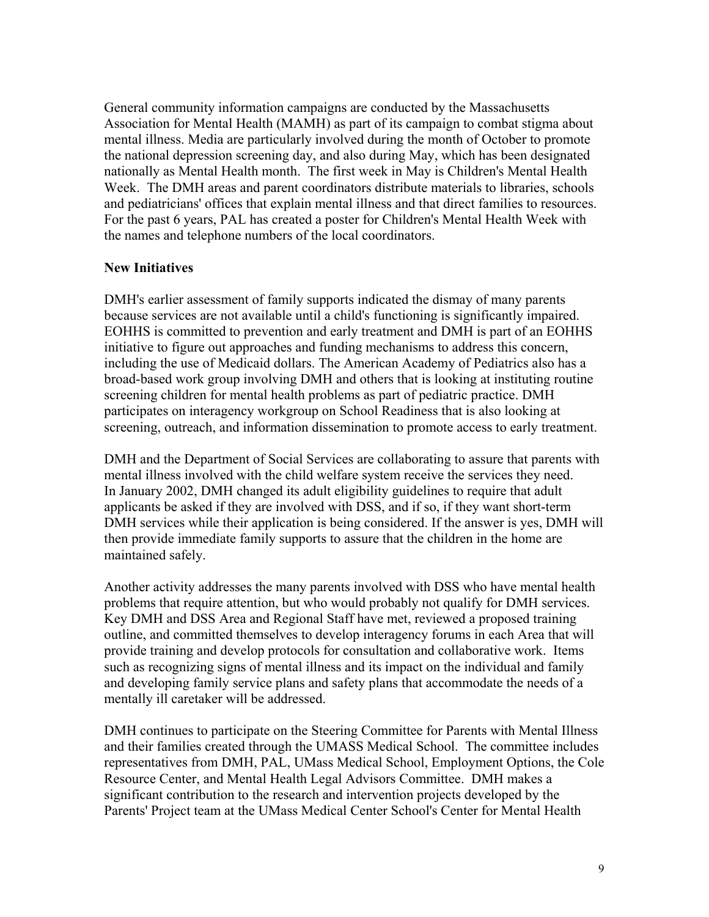General community information campaigns are conducted by the Massachusetts Association for Mental Health (MAMH) as part of its campaign to combat stigma about mental illness. Media are particularly involved during the month of October to promote the national depression screening day, and also during May, which has been designated nationally as Mental Health month. The first week in May is Children's Mental Health Week. The DMH areas and parent coordinators distribute materials to libraries, schools and pediatricians' offices that explain mental illness and that direct families to resources. For the past 6 years, PAL has created a poster for Children's Mental Health Week with the names and telephone numbers of the local coordinators.

**New Initiatives**

DMH's earlier assessment of family supports indicated the dismay of many parents because services are not available until a child's functioning is significantly impaired. EOHHS is committed to prevention and early treatment and DMH is part of an EOHHS initiative to figure out approaches and funding mechanisms to address this concern, including the use of Medicaid dollars. The American Academy of Pediatrics also has a broad-based work group involving DMH and others that is looking at instituting routine screening children for mental health problems as part of pediatric practice. DMH participates on interagency workgroup on School Readiness that is also looking at screening, outreach, and information dissemination to promote access to early treatment.

DMH and the Department of Social Services are collaborating to assure that parents with mental illness involved with the child welfare system receive the services they need. In January 2002, DMH changed its adult eligibility guidelines to require that adult applicants be asked if they are involved with DSS, and if so, if they want short-term DMH services while their application is being considered. If the answer is yes, DMH will then provide immediate family supports to assure that the children in the home are maintained safely.

Another activity addresses the many parents involved with DSS who have mental health problems that require attention, but who would probably not qualify for DMH services. Key DMH and DSS Area and Regional Staff have met, reviewed a proposed training outline, and committed themselves to develop interagency forums in each Area that will provide training and develop protocols for consultation and collaborative work. Items such as recognizing signs of mental illness and its impact on the individual and family and developing family service plans and safety plans that accommodate the needs of a mentally ill caretaker will be addressed.

DMH continues to participate on the Steering Committee for Parents with Mental Illness and their families created through the UMASS Medical School. The committee includes representatives from DMH, PAL, UMass Medical School, Employment Options, the Cole Resource Center, and Mental Health Legal Advisors Committee. DMH makes a significant contribution to the research and intervention projects developed by the Parents' Project team at the UMass Medical Center School's Center for Mental Health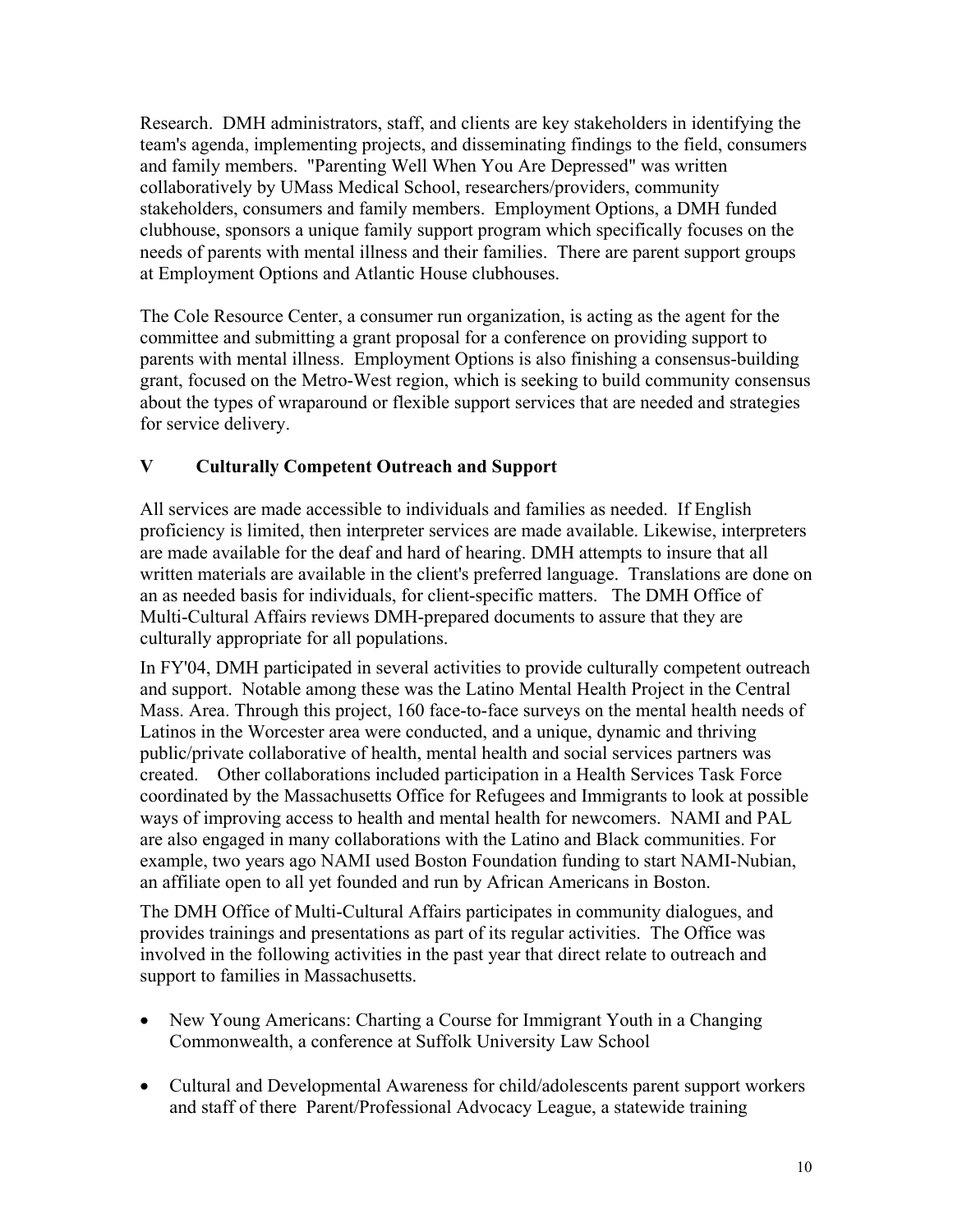Research. DMH administrators, staff, and clients are key stakeholders in identifying the team's agenda, implementing projects, and disseminating findings to the field, consumers and family members. "Parenting Well When You Are Depressed" was written collaboratively by UMass Medical School, researchers/providers, community stakeholders, consumers and family members. Employment Options, a DMH funded clubhouse, sponsors a unique family support program which specifically focuses on the needs of parents with mental illness and their families. There are parent support groups at Employment Options and Atlantic House clubhouses.

The Cole Resource Center, a consumer run organization, is acting as the agent for the committee and submitting a grant proposal for a conference on providing support to parents with mental illness. Employment Options is also finishing a consensus-building grant, focused on the Metro-West region, which is seeking to build community consensus about the types of wraparound or flexible support services that are needed and strategies for service delivery.

## V Culturally Competent Outreach and Support

All services are made accessible to individuals and families as needed. If English proficiency is limited, then interpreter services are made available. Likewise, interpreters are made available for the deaf and hard of hearing. DMH attempts to insure that all written materials are available in the client's preferred language. Translations are done on an as needed basis for individuals, for client-specific matters. The DMH Office of Multi-Cultural Affairs reviews DMH-prepared documents to assure that they are culturally appropriate for all populations.

In FY'04, DMH participated in several activities to provide culturally competent outreach and support. Notable among these was the Latino Mental Health Project in the Central Mass. Area. Through this project, 160 face-to-face surveys on the mental health needs of Latinos in the Worcester area were conducted, and a unique, dynamic and thriving public/private collaborative of health, mental health and social services partners was created. Other collaborations included participation in a Health Services Task Force coordinated by the Massachusetts Office for Refugees and Immigrants to look at possible ways of improving access to health and mental health for newcomers. NAMI and PAL are also engaged in many collaborations with the Latino and Black communities. For example, two years ago NAMI used Boston Foundation funding to start NAMI-Nubian, an affiliate open to all yet founded and run by African Americans in Boston.

The DMH Office of Multi-Cultural Affairs participates in community dialogues, and provides trainings and presentations as part of its regular activities. The Office was involved in the following activities in the past year that direct relate to outreach and support to families in Massachusetts.

- New Young Americans: Charting a Course for Immigrant Youth in a Changing Commonwealth, a conference at Suffolk University Law School

- Cultural and Developmental Awareness for child/adolescents parent support workers and staff of there Parent/Professional Advocacy League, a statewide training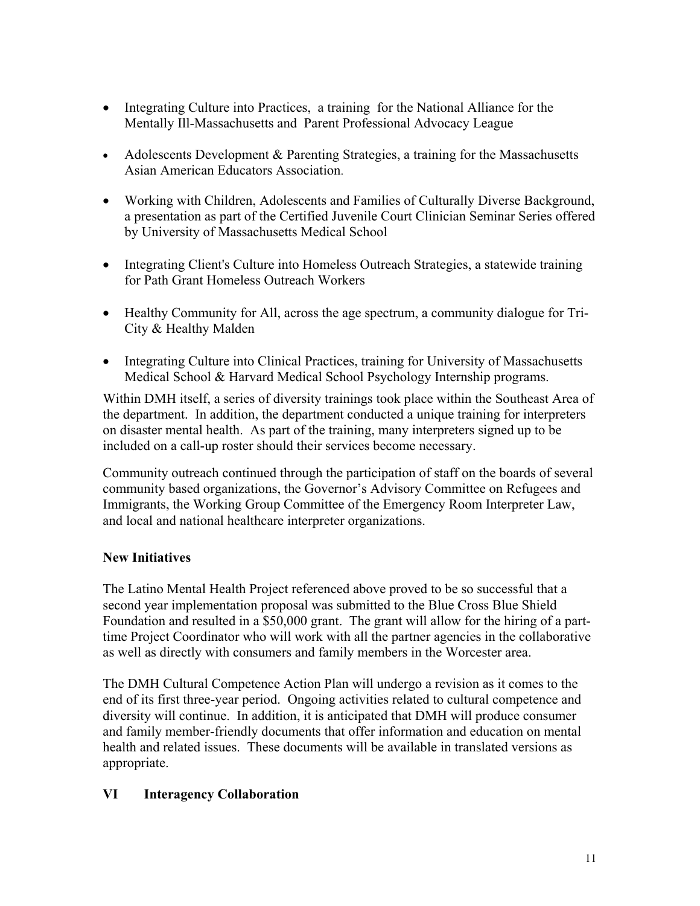- Integrating Culture into Practices, a training for the National Alliance for the Mentally Ill-Massachusetts and Parent Professional Advocacy League

- Adolescents Development & Parenting Strategies, a training for the Massachusetts Asian American Educators Association.

- Working with Children, Adolescents and Families of Culturally Diverse Background, a presentation as part of the Certified Juvenile Court Clinician Seminar Series offered by University of Massachusetts Medical School

- Integrating Client's Culture into Homeless Outreach Strategies, a statewide training for Path Grant Homeless Outreach Workers

- Healthy Community for All, across the age spectrum, a community dialogue for Tri-City & Healthy Malden

- Integrating Culture into Clinical Practices, training for University of Massachusetts Medical School & Harvard Medical School Psychology Internship programs.

Within DMH itself, a series of diversity trainings took place within the Southeast Area of the department. In addition, the department conducted a unique training for interpreters on disaster mental health. As part of the training, many interpreters signed up to be included on a call-up roster should their services become necessary.

Community outreach continued through the participation of staff on the boards of several community based organizations, the Governor's Advisory Committee on Refugees and Immigrants, the Working Group Committee of the Emergency Room Interpreter Law, and local and national healthcare interpreter organizations.

**New Initiatives**

The Latino Mental Health Project referenced above proved to be so successful that a second year implementation proposal was submitted to the Blue Cross Blue Shield Foundation and resulted in a $50,000 grant. The grant will allow for the hiring of a part-time Project Coordinator who will work with all the partner agencies in the collaborative as well as directly with consumers and family members in the Worcester area.

The DMH Cultural Competence Action Plan will undergo a revision as it comes to the end of its first three-year period. Ongoing activities related to cultural competence and diversity will continue. In addition, it is anticipated that DMH will produce consumer and family member-friendly documents that offer information and education on mental health and related issues. These documents will be available in translated versions as appropriate.

## VI Interagency Collaboration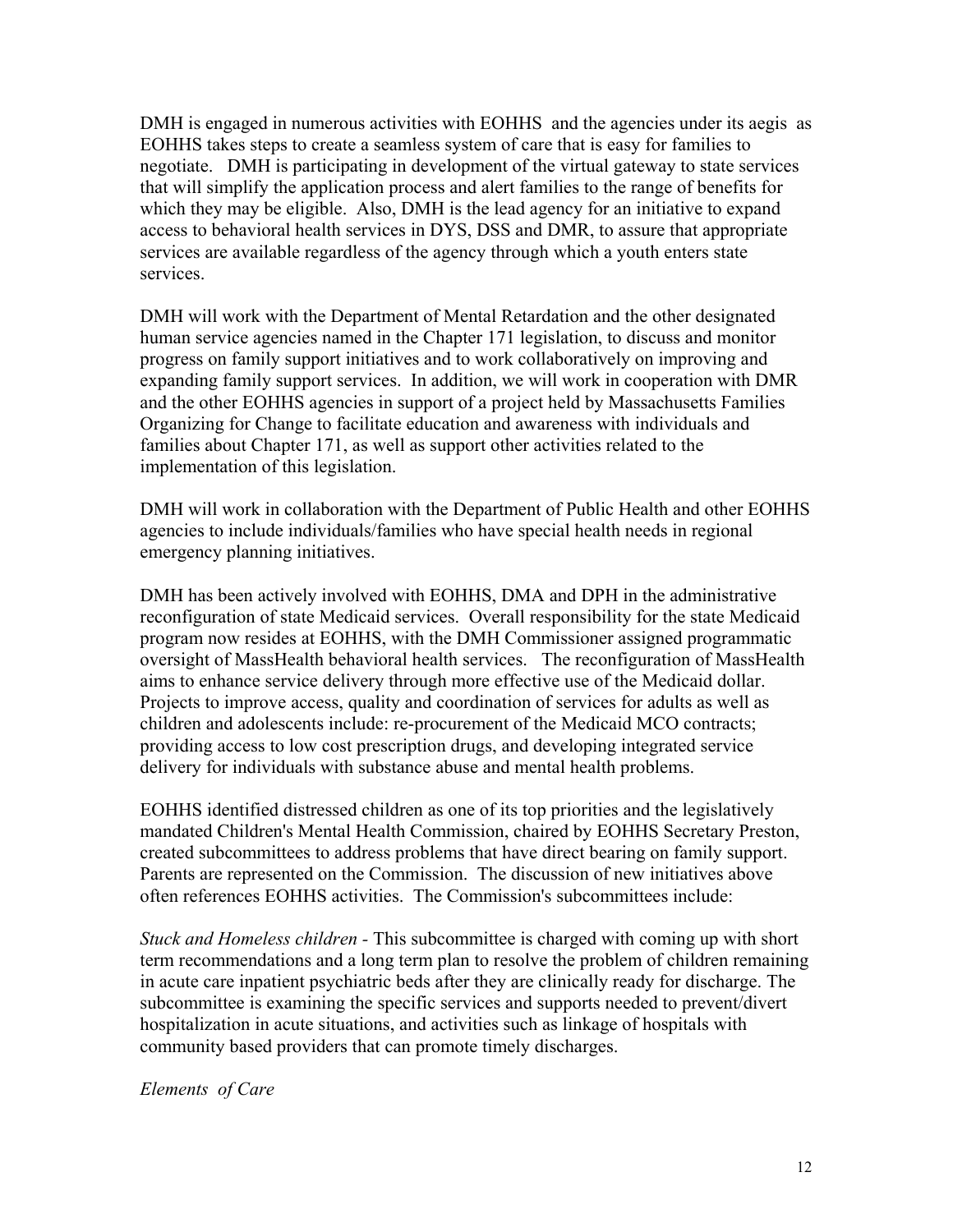DMH is engaged in numerous activities with EOHHS and the agencies under its aegis as EOHHS takes steps to create a seamless system of care that is easy for families to negotiate. DMH is participating in development of the virtual gateway to state services that will simplify the application process and alert families to the range of benefits for which they may be eligible. Also, DMH is the lead agency for an initiative to expand access to behavioral health services in DYS, DSS and DMR, to assure that appropriate services are available regardless of the agency through which a youth enters state services.

DMH will work with the Department of Mental Retardation and the other designated human service agencies named in the Chapter 171 legislation, to discuss and monitor progress on family support initiatives and to work collaboratively on improving and expanding family support services. In addition, we will work in cooperation with DMR and the other EOHHS agencies in support of a project held by Massachusetts Families Organizing for Change to facilitate education and awareness with individuals and families about Chapter 171, as well as support other activities related to the implementation of this legislation.

DMH will work in collaboration with the Department of Public Health and other EOHHS agencies to include individuals/families who have special health needs in regional emergency planning initiatives.

DMH has been actively involved with EOHHS, DMA and DPH in the administrative reconfiguration of state Medicaid services. Overall responsibility for the state Medicaid program now resides at EOHHS, with the DMH Commissioner assigned programmatic oversight of MassHealth behavioral health services. The reconfiguration of MassHealth aims to enhance service delivery through more effective use of the Medicaid dollar. Projects to improve access, quality and coordination of services for adults as well as children and adolescents include: re-procurement of the Medicaid MCO contracts; providing access to low cost prescription drugs, and developing integrated service delivery for individuals with substance abuse and mental health problems.

EOHHS identified distressed children as one of its top priorities and the legislatively mandated Children's Mental Health Commission, chaired by EOHHS Secretary Preston, created subcommittees to address problems that have direct bearing on family support. Parents are represented on the Commission. The discussion of new initiatives above often references EOHHS activities. The Commission's subcommittees include:

*Stuck and Homeless children* - This subcommittee is charged with coming up with short term recommendations and a long term plan to resolve the problem of children remaining in acute care inpatient psychiatric beds after they are clinically ready for discharge. The subcommittee is examining the specific services and supports needed to prevent/divert hospitalization in acute situations, and activities such as linkage of hospitals with community based providers that can promote timely discharges.

*Elements of Care*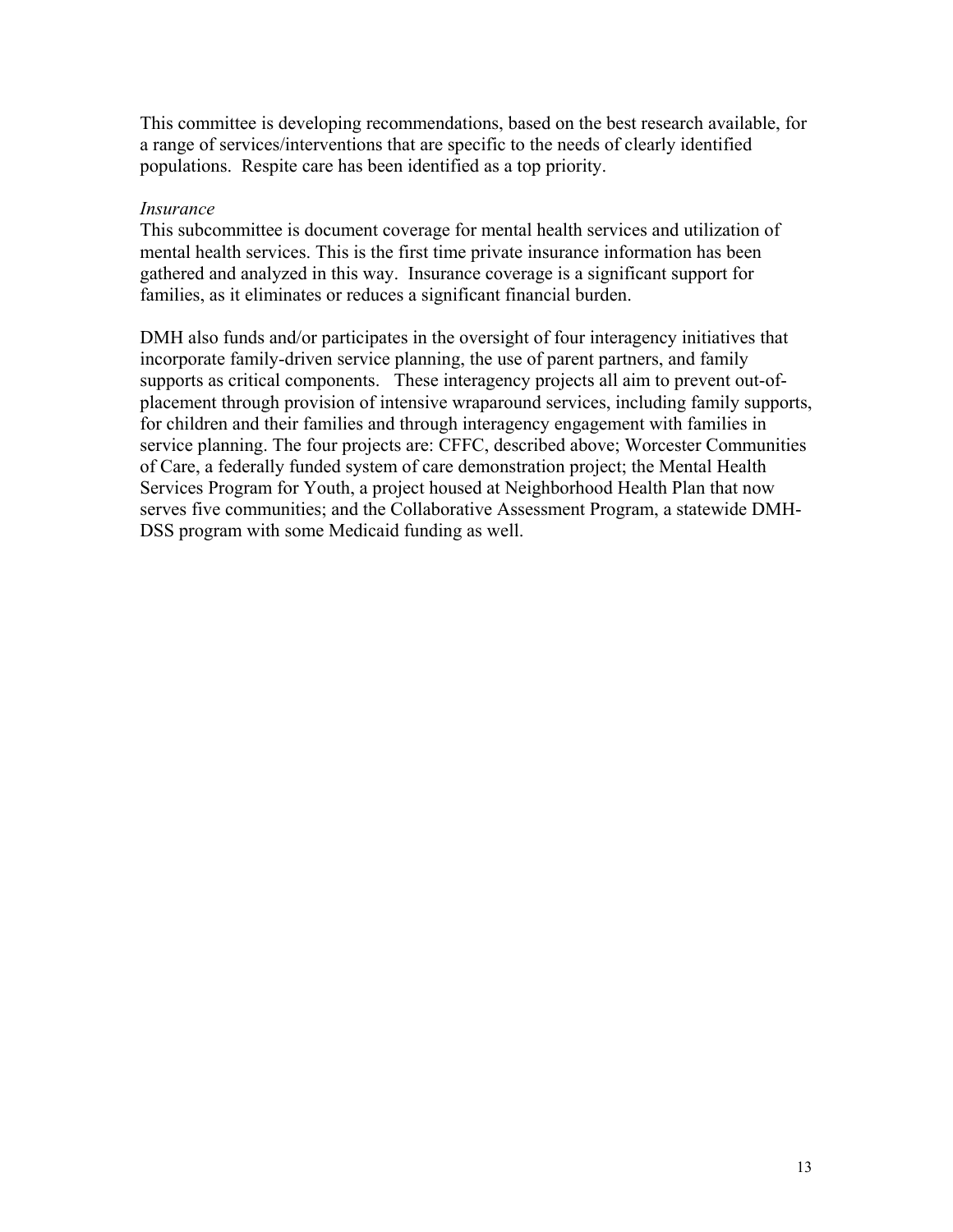This committee is developing recommendations, based on the best research available, for a range of services/interventions that are specific to the needs of clearly identified populations. Respite care has been identified as a top priority.

*Insurance*

This subcommittee is document coverage for mental health services and utilization of mental health services. This is the first time private insurance information has been gathered and analyzed in this way. Insurance coverage is a significant support for families, as it eliminates or reduces a significant financial burden.

DMH also funds and/or participates in the oversight of four interagency initiatives that incorporate family-driven service planning, the use of parent partners, and family supports as critical components. These interagency projects all aim to prevent out-of-placement through provision of intensive wraparound services, including family supports, for children and their families and through interagency engagement with families in service planning. The four projects are: CFFC, described above; Worcester Communities of Care, a federally funded system of care demonstration project; the Mental Health Services Program for Youth, a project housed at Neighborhood Health Plan that now serves five communities; and the Collaborative Assessment Program, a statewide DMH-DSS program with some Medicaid funding as well.